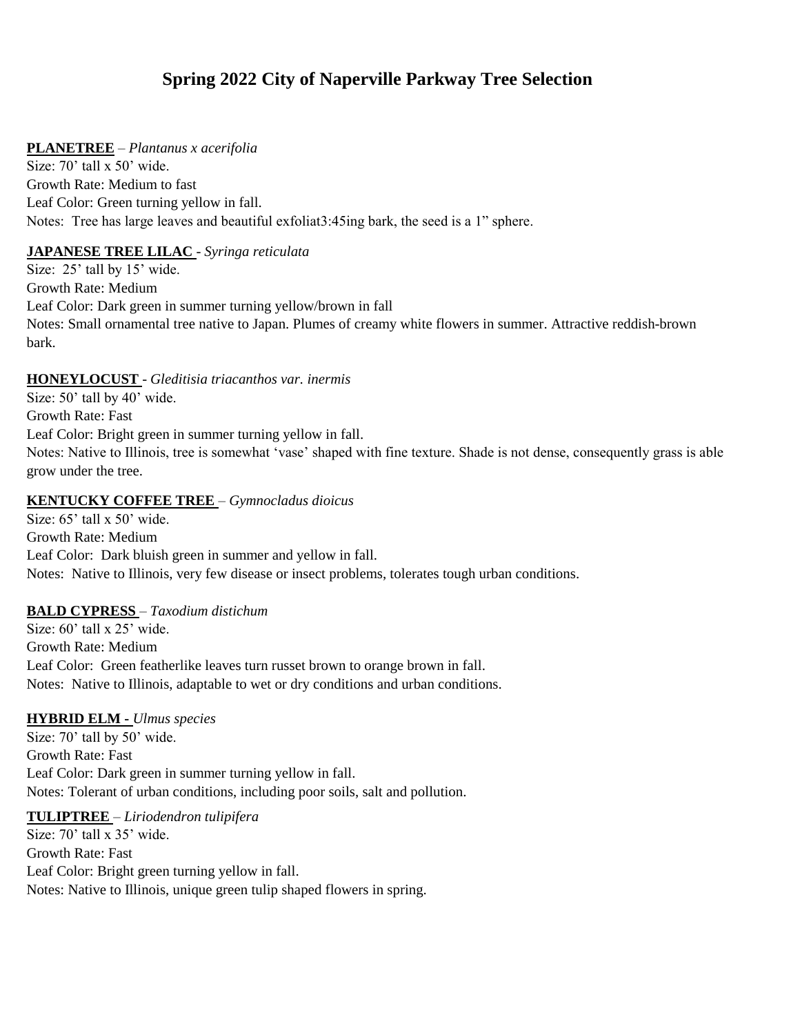# Spring 2022 City of Naperville Parkway Tree Selection

**PLANETREE** – *Plantanus x acerifolia*
Size: 70' tall x 50' wide.
Growth Rate: Medium to fast
Leaf Color: Green turning yellow in fall.
Notes: Tree has large leaves and beautiful exfoliat3:45ing bark, the seed is a 1" sphere.

**JAPANESE TREE LILAC** - *Syringa reticulata*
Size: 25' tall by 15' wide.
Growth Rate: Medium
Leaf Color: Dark green in summer turning yellow/brown in fall
Notes: Small ornamental tree native to Japan. Plumes of creamy white flowers in summer. Attractive reddish-brown bark.

**HONEYLOCUST** - *Gleditisia triacanthos var. inermis*
Size: 50' tall by 40' wide.
Growth Rate: Fast
Leaf Color: Bright green in summer turning yellow in fall.
Notes: Native to Illinois, tree is somewhat 'vase' shaped with fine texture. Shade is not dense, consequently grass is able grow under the tree.

**KENTUCKY COFFEE TREE** – *Gymnocladus dioicus*
Size: 65' tall x 50' wide.
Growth Rate: Medium
Leaf Color: Dark bluish green in summer and yellow in fall.
Notes: Native to Illinois, very few disease or insect problems, tolerates tough urban conditions.

**BALD CYPRESS** – *Taxodium distichum*
Size: 60' tall x 25' wide.
Growth Rate: Medium
Leaf Color: Green featherlike leaves turn russet brown to orange brown in fall.
Notes: Native to Illinois, adaptable to wet or dry conditions and urban conditions.

**HYBRID ELM** - *Ulmus species*
Size: 70' tall by 50' wide.
Growth Rate: Fast
Leaf Color: Dark green in summer turning yellow in fall.
Notes: Tolerant of urban conditions, including poor soils, salt and pollution.

**TULIPTREE** – *Liriodendron tulipifera*
Size: 70' tall x 35' wide.
Growth Rate: Fast
Leaf Color: Bright green turning yellow in fall.
Notes: Native to Illinois, unique green tulip shaped flowers in spring.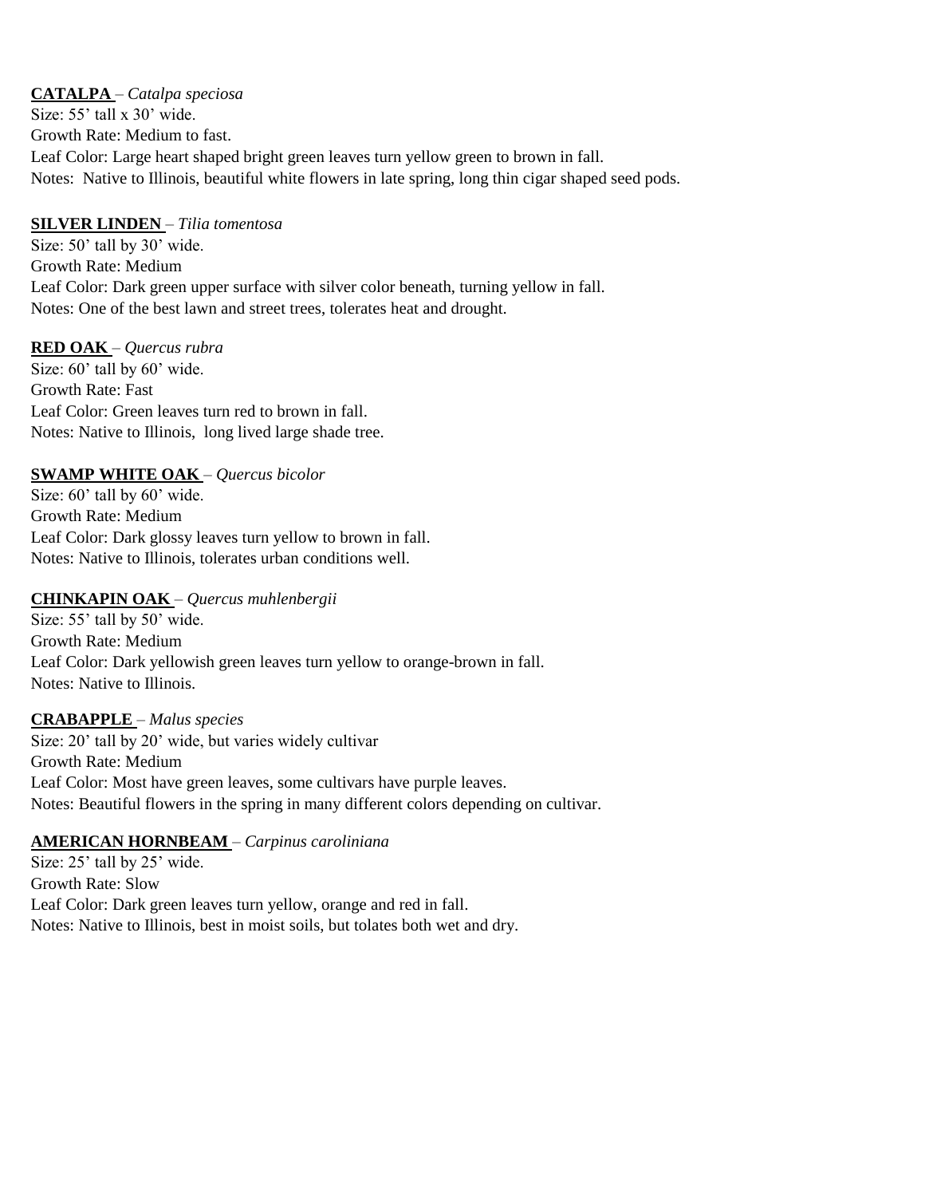**CATALPA** – *Catalpa speciosa*
Size: 55' tall x 30' wide.
Growth Rate: Medium to fast.
Leaf Color: Large heart shaped bright green leaves turn yellow green to brown in fall.
Notes: Native to Illinois, beautiful white flowers in late spring, long thin cigar shaped seed pods.

**SILVER LINDEN** – *Tilia tomentosa*
Size: 50' tall by 30' wide.
Growth Rate: Medium
Leaf Color: Dark green upper surface with silver color beneath, turning yellow in fall.
Notes: One of the best lawn and street trees, tolerates heat and drought.

**RED OAK** – *Quercus rubra*
Size: 60' tall by 60' wide.
Growth Rate: Fast
Leaf Color: Green leaves turn red to brown in fall.
Notes: Native to Illinois, long lived large shade tree.

**SWAMP WHITE OAK** – *Quercus bicolor*
Size: 60' tall by 60' wide.
Growth Rate: Medium
Leaf Color: Dark glossy leaves turn yellow to brown in fall.
Notes: Native to Illinois, tolerates urban conditions well.

**CHINKAPIN OAK** – *Quercus muhlenbergii*
Size: 55' tall by 50' wide.
Growth Rate: Medium
Leaf Color: Dark yellowish green leaves turn yellow to orange-brown in fall.
Notes: Native to Illinois.

**CRABAPPLE** – *Malus species*
Size: 20' tall by 20' wide, but varies widely cultivar
Growth Rate: Medium
Leaf Color: Most have green leaves, some cultivars have purple leaves.
Notes: Beautiful flowers in the spring in many different colors depending on cultivar.

**AMERICAN HORNBEAM** – *Carpinus caroliniana*
Size: 25' tall by 25' wide.
Growth Rate: Slow
Leaf Color: Dark green leaves turn yellow, orange and red in fall.
Notes: Native to Illinois, best in moist soils, but tolates both wet and dry.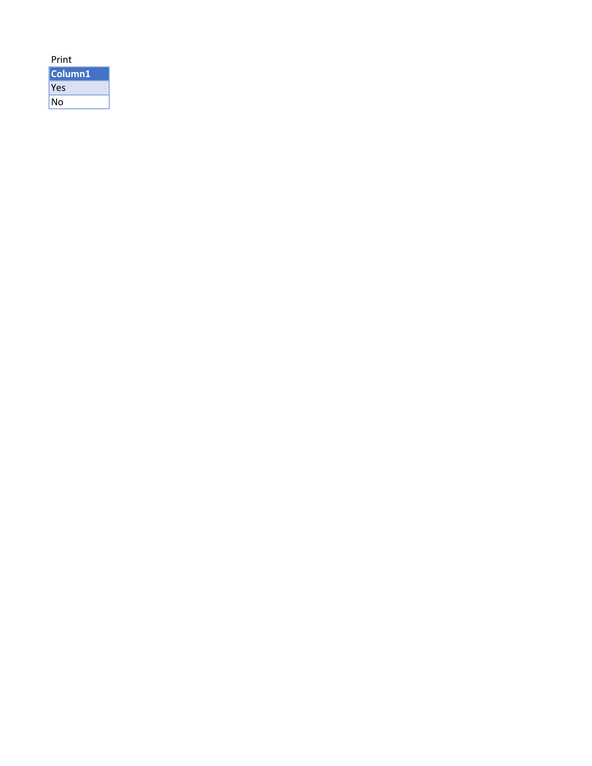Print

| Column1 |
|---|
| Yes |
| No |